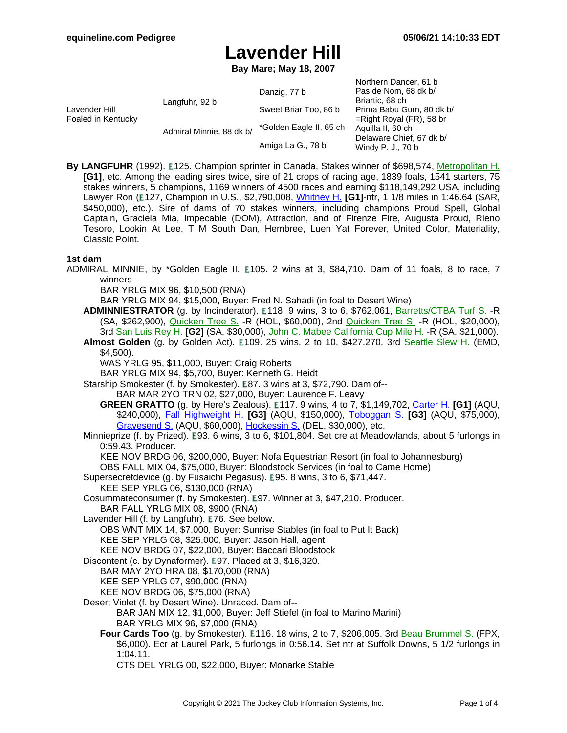# Lavender Hill

**Bay Mare; May 18, 2007**

| | | | |
|---|---|---|---|
| Lavender Hill Foaled in Kentucky | Langfuhr, 92 b | Danzig, 77 b | Northern Dancer, 61 b |
| | | | Pas de Nom, 68 dk b/ |
| | | Sweet Briar Too, 86 b | Briartic, 68 ch |
| | | | Prima Babu Gum, 80 dk b/ |
| | Admiral Minnie, 88 dk b/ | *Golden Eagle II, 65 ch | =Right Royal (FR), 58 br |
| | | | Aquilla II, 60 ch |
| | | Amiga La G., 78 b | Delaware Chief, 67 dk b/ |
| | | | Windy P. J., 70 b |

**By LANGFUHR** (1992). E125. Champion sprinter in Canada, Stakes winner of $698,574, Metropolitan H. **[G1]**, etc. Among the leading sires twice, sire of 21 crops of racing age, 1839 foals, 1541 starters, 75 stakes winners, 5 champions, 1169 winners of 4500 races and earning $118,149,292 USA, including Lawyer Ron (E127, Champion in U.S., $2,790,008, Whitney H. **[G1]**-ntr, 1 1/8 miles in 1:46.64 (SAR, $450,000), etc.). Sire of dams of 70 stakes winners, including champions Proud Spell, Global Captain, Graciela Mia, Impecable (DOM), Attraction, and of Firenze Fire, Augusta Proud, Rieno Tesoro, Lookin At Lee, T M South Dan, Hembree, Luen Yat Forever, United Color, Materiality, Classic Point.

**1st dam**

ADMIRAL MINNIE, by *Golden Eagle II. E105. 2 wins at 3, $84,710. Dam of 11 foals, 8 to race, 7 winners--

BAR YRLG MIX 96, $10,500 (RNA)
BAR YRLG MIX 94, $15,000, Buyer: Fred N. Sahadi (in foal to Desert Wine)

**ADMINNIESTRATOR** (g. by Incinderator). E118. 9 wins, 3 to 6, $762,061, Barretts/CTBA Turf S. -R (SA, $262,900), Quicken Tree S. -R (HOL, $60,000), 2nd Quicken Tree S. -R (HOL, $20,000), 3rd San Luis Rey H. **[G2]** (SA, $30,000), John C. Mabee California Cup Mile H. -R (SA, $21,000).

**Almost Golden** (g. by Golden Act). E109. 25 wins, 2 to 10, $427,270, 3rd Seattle Slew H. (EMD, $4,500).
WAS YRLG 95, $11,000, Buyer: Craig Roberts
BAR YRLG MIX 94, $5,700, Buyer: Kenneth G. Heidt

Starship Smokester (f. by Smokester). E87. 3 wins at 3, $72,790. Dam of--
BAR MAR 2YO TRN 02, $27,000, Buyer: Laurence F. Leavy

**GREEN GRATTO** (g. by Here's Zealous). E117. 9 wins, 4 to 7, $1,149,702, Carter H. **[G1]** (AQU, $240,000), Fall Highweight H. **[G3]** (AQU, $150,000), Toboggan S. **[G3]** (AQU, $75,000), Gravesend S. (AQU, $60,000), Hockessin S. (DEL, $30,000), etc.

Minnieprize (f. by Prized). E93. 6 wins, 3 to 6, $101,804. Set cre at Meadowlands, about 5 furlongs in 0:59.43. Producer.
KEE NOV BRDG 06, $200,000, Buyer: Nofa Equestrian Resort (in foal to Johannesburg)
OBS FALL MIX 04, $75,000, Buyer: Bloodstock Services (in foal to Came Home)

Supersecretdevice (g. by Fusaichi Pegasus). E95. 8 wins, 3 to 6, $71,447.
KEE SEP YRLG 06, $130,000 (RNA)

Cosummateconsumer (f. by Smokester). E97. Winner at 3, $47,210. Producer.
BAR FALL YRLG MIX 08, $900 (RNA)

Lavender Hill (f. by Langfuhr). E76. See below.
OBS WNT MIX 14, $7,000, Buyer: Sunrise Stables (in foal to Put It Back)
KEE SEP YRLG 08, $25,000, Buyer: Jason Hall, agent
KEE NOV BRDG 07, $22,000, Buyer: Baccari Bloodstock

Discontent (c. by Dynaformer). E97. Placed at 3, $16,320.
BAR MAY 2YO HRA 08, $170,000 (RNA)
KEE SEP YRLG 07, $90,000 (RNA)
KEE NOV BRDG 06, $75,000 (RNA)

Desert Violet (f. by Desert Wine). Unraced. Dam of--
BAR JAN MIX 12, $1,000, Buyer: Jeff Stiefel (in foal to Marino Marini)
BAR YRLG MIX 96, $7,000 (RNA)

**Four Cards Too** (g. by Smokester). E116. 18 wins, 2 to 7, $206,005, 3rd Beau Brummel S. (FPX, $6,000). Ecr at Laurel Park, 5 furlongs in 0:56.14. Set ntr at Suffolk Downs, 5 1/2 furlongs in 1:04.11.
CTS DEL YRLG 00, $22,000, Buyer: Monarke Stable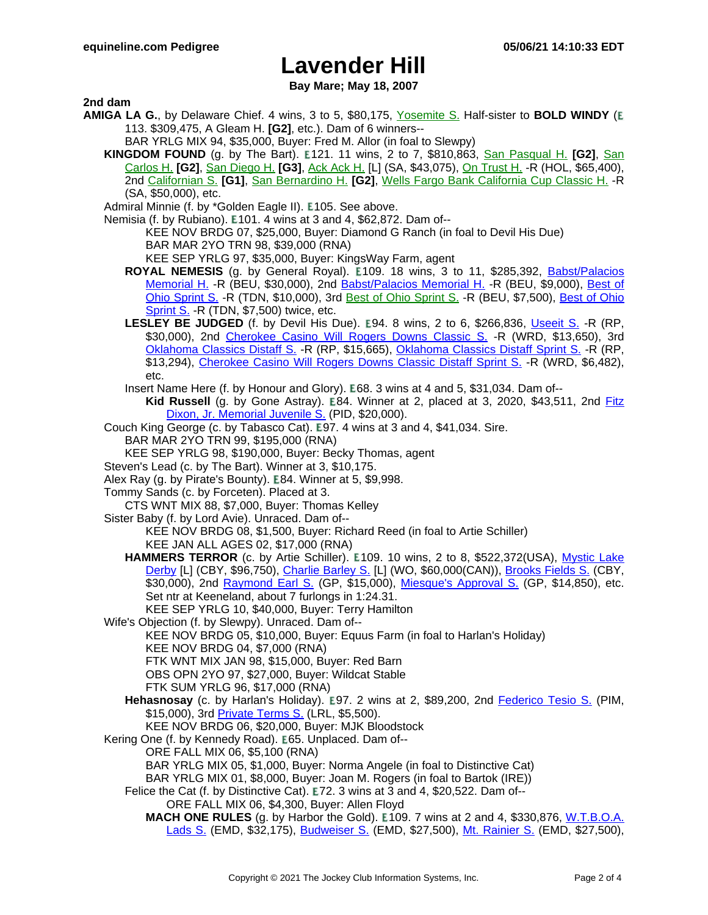# Lavender Hill

**Bay Mare; May 18, 2007**

**2nd dam**

**AMIGA LA G.**, by Delaware Chief. 4 wins, 3 to 5, $80,175, Yosemite S. Half-sister to **BOLD WINDY** (E 113. $309,475, A Gleam H. **[G2]**, etc.). Dam of 6 winners--

BAR YRLG MIX 94, $35,000, Buyer: Fred M. Allor (in foal to Slewpy)

**KINGDOM FOUND** (g. by The Bart). E121. 11 wins, 2 to 7, $810,863, San Pasqual H. **[G2]**, San Carlos H. **[G2]**, San Diego H. **[G3]**, Ack Ack H. [L] (SA, $43,075), On Trust H. -R (HOL, $65,400), 2nd Californian S. **[G1]**, San Bernardino H. **[G2]**, Wells Fargo Bank California Cup Classic H. -R (SA, $50,000), etc.

Admiral Minnie (f. by *Golden Eagle II). E105. See above.

Nemisia (f. by Rubiano). E101. 4 wins at 3 and 4, $62,872. Dam of--

KEE NOV BRDG 07, $25,000, Buyer: Diamond G Ranch (in foal to Devil His Due)

BAR MAR 2YO TRN 98, $39,000 (RNA)

KEE SEP YRLG 97, $35,000, Buyer: KingsWay Farm, agent

**ROYAL NEMESIS** (g. by General Royal). E109. 18 wins, 3 to 11, $285,392, Babst/Palacios Memorial H. -R (BEU, $30,000), 2nd Babst/Palacios Memorial H. -R (BEU, $9,000), Best of Ohio Sprint S. -R (TDN, $10,000), 3rd Best of Ohio Sprint S. -R (BEU, $7,500), Best of Ohio Sprint S. -R (TDN, $7,500) twice, etc.

**LESLEY BE JUDGED** (f. by Devil His Due). E94. 8 wins, 2 to 6, $266,836, Useeit S. -R (RP, $30,000), 2nd Cherokee Casino Will Rogers Downs Classic S. -R (WRD, $13,650), 3rd Oklahoma Classics Distaff S. -R (RP, $15,665), Oklahoma Classics Distaff Sprint S. -R (RP, $13,294), Cherokee Casino Will Rogers Downs Classic Distaff Sprint S. -R (WRD, $6,482), etc.

Insert Name Here (f. by Honour and Glory). E68. 3 wins at 4 and 5, $31,034. Dam of--

**Kid Russell** (g. by Gone Astray). E84. Winner at 2, placed at 3, 2020, $43,511, 2nd Fitz Dixon, Jr. Memorial Juvenile S. (PID, $20,000).

Couch King George (c. by Tabasco Cat). E97. 4 wins at 3 and 4, $41,034. Sire.

BAR MAR 2YO TRN 99, $195,000 (RNA)

KEE SEP YRLG 98, $190,000, Buyer: Becky Thomas, agent

Steven's Lead (c. by The Bart). Winner at 3, $10,175.

Alex Ray (g. by Pirate's Bounty). E84. Winner at 5, $9,998.

Tommy Sands (c. by Forceten). Placed at 3.

CTS WNT MIX 88, $7,000, Buyer: Thomas Kelley

Sister Baby (f. by Lord Avie). Unraced. Dam of--

KEE NOV BRDG 08, $1,500, Buyer: Richard Reed (in foal to Artie Schiller)

KEE JAN ALL AGES 02, $17,000 (RNA)

**HAMMERS TERROR** (c. by Artie Schiller). E109. 10 wins, 2 to 8, $522,372(USA), Mystic Lake Derby [L] (CBY, $96,750), Charlie Barley S. [L] (WO, $60,000(CAN)), Brooks Fields S. (CBY, $30,000), 2nd Raymond Earl S. (GP, $15,000), Miesque's Approval S. (GP, $14,850), etc. Set ntr at Keeneland, about 7 furlongs in 1:24.31.

KEE SEP YRLG 10, $40,000, Buyer: Terry Hamilton

Wife's Objection (f. by Slewpy). Unraced. Dam of--

KEE NOV BRDG 05, $10,000, Buyer: Equus Farm (in foal to Harlan's Holiday)

KEE NOV BRDG 04, $7,000 (RNA)

FTK WNT MIX JAN 98, $15,000, Buyer: Red Barn

OBS OPN 2YO 97, $27,000, Buyer: Wildcat Stable

FTK SUM YRLG 96, $17,000 (RNA)

**Hehasnosay** (c. by Harlan's Holiday). E97. 2 wins at 2, $89,200, 2nd Federico Tesio S. (PIM, $15,000), 3rd Private Terms S. (LRL, $5,500).

KEE NOV BRDG 06, $20,000, Buyer: MJK Bloodstock

Kering One (f. by Kennedy Road). E65. Unplaced. Dam of--

ORE FALL MIX 06, $5,100 (RNA)

BAR YRLG MIX 05, $1,000, Buyer: Norma Angele (in foal to Distinctive Cat)

BAR YRLG MIX 01, $8,000, Buyer: Joan M. Rogers (in foal to Bartok (IRE))

Felice the Cat (f. by Distinctive Cat). E72. 3 wins at 3 and 4, $20,522. Dam of--

ORE FALL MIX 06, $4,300, Buyer: Allen Floyd

**MACH ONE RULES** (g. by Harbor the Gold). E109. 7 wins at 2 and 4, $330,876, W.T.B.O.A. Lads S. (EMD, $32,175), Budweiser S. (EMD, $27,500), Mt. Rainier S. (EMD, $27,500),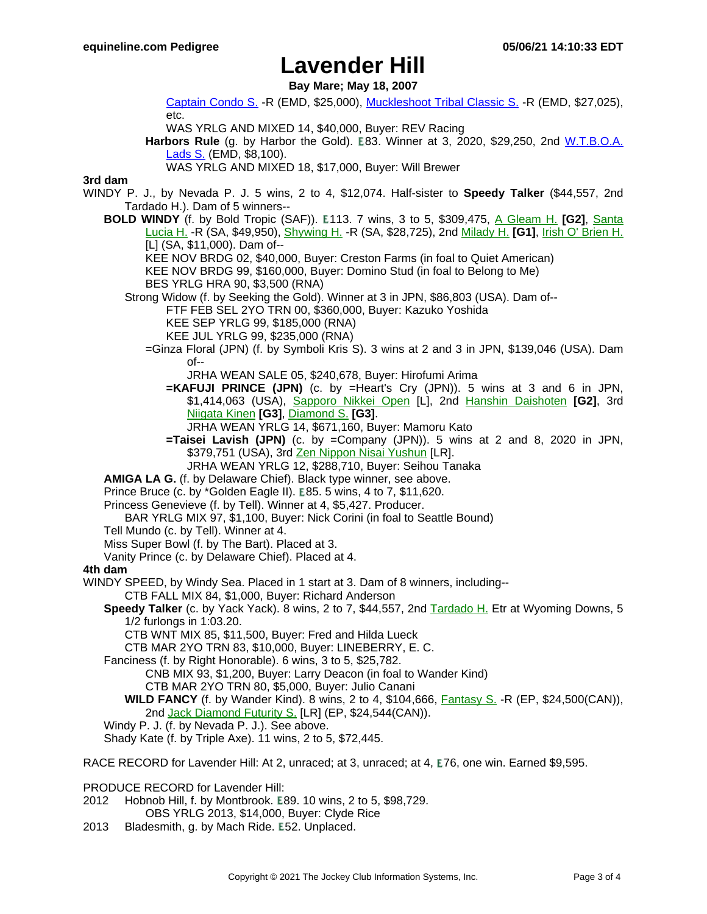# Lavender Hill

**Bay Mare; May 18, 2007**

Captain Condo S. -R (EMD, $25,000), Muckleshoot Tribal Classic S. -R (EMD, $27,025), etc.

WAS YRLG AND MIXED 14, $40,000, Buyer: REV Racing

**Harbors Rule** (g. by Harbor the Gold). E83. Winner at 3, 2020, $29,250, 2nd W.T.B.O.A. Lads S. (EMD, $8,100).

WAS YRLG AND MIXED 18, $17,000, Buyer: Will Brewer

**3rd dam**

WINDY P. J., by Nevada P. J. 5 wins, 2 to 4, $12,074. Half-sister to **Speedy Talker** ($44,557, 2nd Tardado H.). Dam of 5 winners--

**BOLD WINDY** (f. by Bold Tropic (SAF)). E113. 7 wins, 3 to 5, $309,475, A Gleam H. **[G2]**, Santa Lucia H. -R (SA, $49,950), Shywing H. -R (SA, $28,725), 2nd Milady H. **[G1]**, Irish O' Brien H. [L] (SA, $11,000). Dam of--

KEE NOV BRDG 02, $40,000, Buyer: Creston Farms (in foal to Quiet American)

KEE NOV BRDG 99, $160,000, Buyer: Domino Stud (in foal to Belong to Me)

BES YRLG HRA 90, $3,500 (RNA)

Strong Widow (f. by Seeking the Gold). Winner at 3 in JPN, $86,803 (USA). Dam of--

FTF FEB SEL 2YO TRN 00, $360,000, Buyer: Kazuko Yoshida

KEE SEP YRLG 99, $185,000 (RNA)

KEE JUL YRLG 99, $235,000 (RNA)

=Ginza Floral (JPN) (f. by Symboli Kris S). 3 wins at 2 and 3 in JPN, $139,046 (USA). Dam of--

JRHA WEAN SALE 05, $240,678, Buyer: Hirofumi Arima

**=KAFUJI PRINCE (JPN)** (c. by =Heart's Cry (JPN)). 5 wins at 3 and 6 in JPN, $1,414,063 (USA), Sapporo Nikkei Open [L], 2nd Hanshin Daishoten **[G2]**, 3rd Niigata Kinen **[G3]**, Diamond S. **[G3]**.

JRHA WEAN YRLG 14, $671,160, Buyer: Mamoru Kato

**=Taisei Lavish (JPN)** (c. by =Company (JPN)). 5 wins at 2 and 8, 2020 in JPN, $379,751 (USA), 3rd Zen Nippon Nisai Yushun [LR].

JRHA WEAN YRLG 12, $288,710, Buyer: Seihou Tanaka

**AMIGA LA G.** (f. by Delaware Chief). Black type winner, see above.

Prince Bruce (c. by *Golden Eagle II). E85. 5 wins, 4 to 7, $11,620.

Princess Genevieve (f. by Tell). Winner at 4, $5,427. Producer.

BAR YRLG MIX 97, $1,100, Buyer: Nick Corini (in foal to Seattle Bound)

Tell Mundo (c. by Tell). Winner at 4.

Miss Super Bowl (f. by The Bart). Placed at 3.

Vanity Prince (c. by Delaware Chief). Placed at 4.

**4th dam**

WINDY SPEED, by Windy Sea. Placed in 1 start at 3. Dam of 8 winners, including--

CTB FALL MIX 84, $1,000, Buyer: Richard Anderson

**Speedy Talker** (c. by Yack Yack). 8 wins, 2 to 7, $44,557, 2nd Tardado H. Etr at Wyoming Downs, 5 1/2 furlongs in 1:03.20.

CTB WNT MIX 85, $11,500, Buyer: Fred and Hilda Lueck

CTB MAR 2YO TRN 83, $10,000, Buyer: LINEBERRY, E. C.

Fanciness (f. by Right Honorable). 6 wins, 3 to 5, $25,782.

CNB MIX 93, $1,200, Buyer: Larry Deacon (in foal to Wander Kind)

CTB MAR 2YO TRN 80, $5,000, Buyer: Julio Canani

**WILD FANCY** (f. by Wander Kind). 8 wins, 2 to 4, $104,666, Fantasy S. -R (EP, $24,500(CAN)), 2nd Jack Diamond Futurity S. [LR] (EP, $24,544(CAN)).

Windy P. J. (f. by Nevada P. J.). See above.

Shady Kate (f. by Triple Axe). 11 wins, 2 to 5, $72,445.

RACE RECORD for Lavender Hill: At 2, unraced; at 3, unraced; at 4, E76, one win. Earned $9,595.

PRODUCE RECORD for Lavender Hill:

2012 Hobnob Hill, f. by Montbrook. E89. 10 wins, 2 to 5, $98,729.
OBS YRLG 2013, $14,000, Buyer: Clyde Rice

2013 Bladesmith, g. by Mach Ride. E52. Unplaced.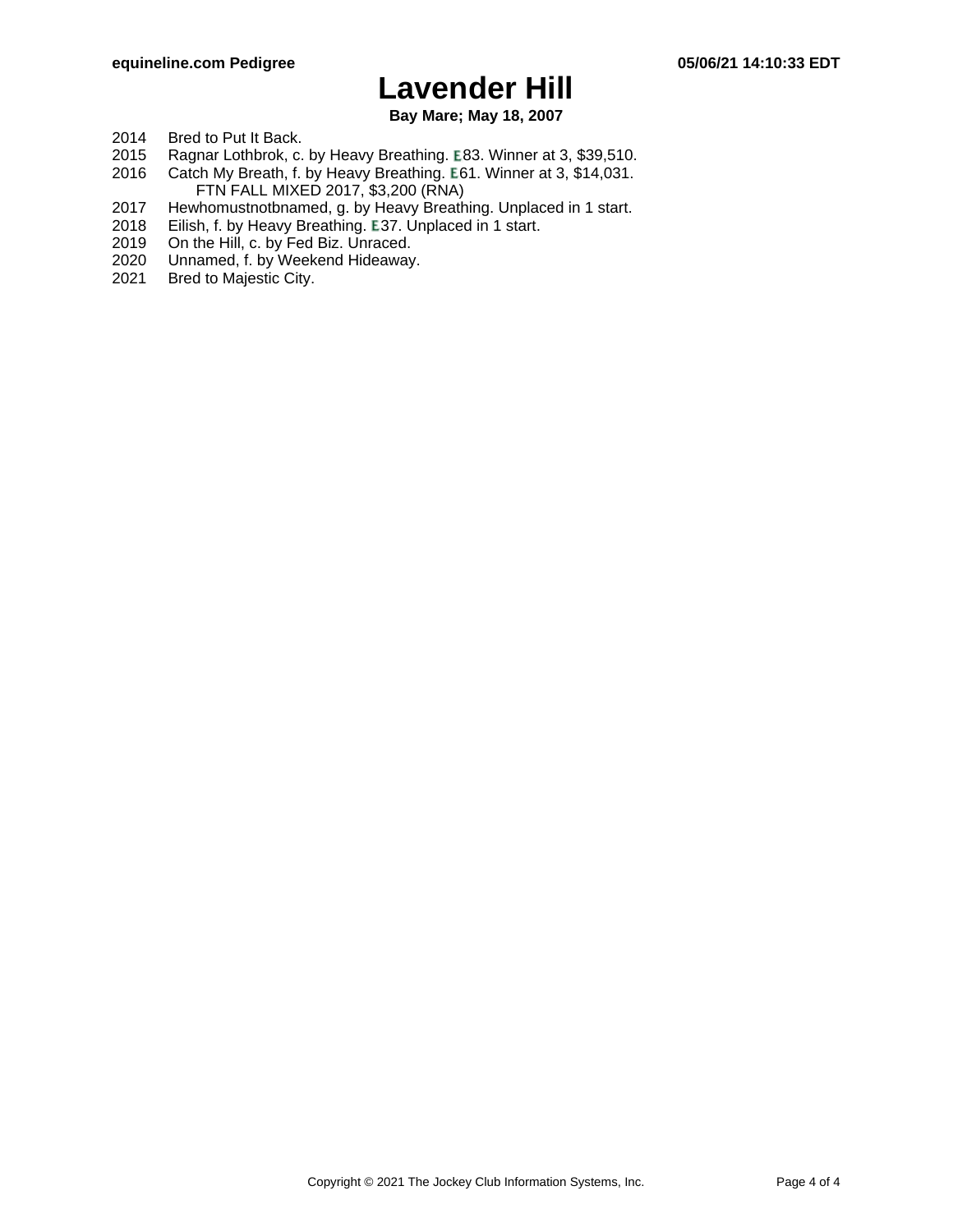# Lavender Hill

**Bay Mare; May 18, 2007**

2014 Bred to Put It Back.
2015 Ragnar Lothbrok, c. by Heavy Breathing. E83. Winner at 3, $39,510.
2016 Catch My Breath, f. by Heavy Breathing. E61. Winner at 3, $14,031.
    FTN FALL MIXED 2017, $3,200 (RNA)
2017 Hewhomustnotbnamed, g. by Heavy Breathing. Unplaced in 1 start.
2018 Eilish, f. by Heavy Breathing. E37. Unplaced in 1 start.
2019 On the Hill, c. by Fed Biz. Unraced.
2020 Unnamed, f. by Weekend Hideaway.
2021 Bred to Majestic City.